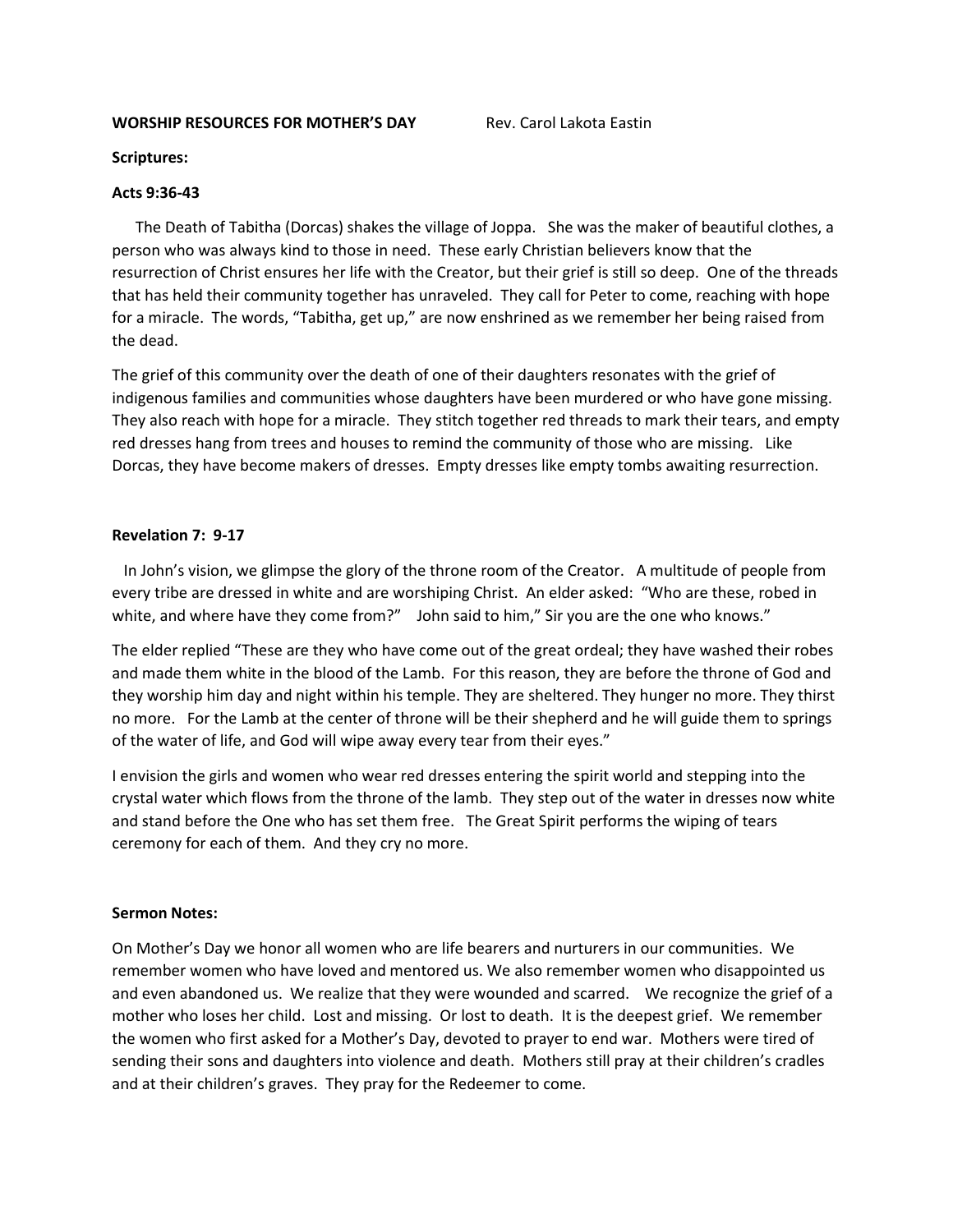**WORSHIP RESOURCES FOR MOTHER'S DAY** Rev. Carol Lakota Eastin

**Scriptures:**

**Acts 9:36-43**

The Death of Tabitha (Dorcas) shakes the village of Joppa. She was the maker of beautiful clothes, a person who was always kind to those in need. These early Christian believers know that the resurrection of Christ ensures her life with the Creator, but their grief is still so deep. One of the threads that has held their community together has unraveled. They call for Peter to come, reaching with hope for a miracle. The words, "Tabitha, get up," are now enshrined as we remember her being raised from the dead.

The grief of this community over the death of one of their daughters resonates with the grief of indigenous families and communities whose daughters have been murdered or who have gone missing. They also reach with hope for a miracle. They stitch together red threads to mark their tears, and empty red dresses hang from trees and houses to remind the community of those who are missing. Like Dorcas, they have become makers of dresses. Empty dresses like empty tombs awaiting resurrection.

**Revelation 7: 9-17**

In John's vision, we glimpse the glory of the throne room of the Creator. A multitude of people from every tribe are dressed in white and are worshiping Christ. An elder asked: "Who are these, robed in white, and where have they come from?" John said to him," Sir you are the one who knows."

The elder replied "These are they who have come out of the great ordeal; they have washed their robes and made them white in the blood of the Lamb. For this reason, they are before the throne of God and they worship him day and night within his temple. They are sheltered. They hunger no more. They thirst no more. For the Lamb at the center of throne will be their shepherd and he will guide them to springs of the water of life, and God will wipe away every tear from their eyes."

I envision the girls and women who wear red dresses entering the spirit world and stepping into the crystal water which flows from the throne of the lamb. They step out of the water in dresses now white and stand before the One who has set them free. The Great Spirit performs the wiping of tears ceremony for each of them. And they cry no more.

**Sermon Notes:**

On Mother's Day we honor all women who are life bearers and nurturers in our communities. We remember women who have loved and mentored us. We also remember women who disappointed us and even abandoned us. We realize that they were wounded and scarred. We recognize the grief of a mother who loses her child. Lost and missing. Or lost to death. It is the deepest grief. We remember the women who first asked for a Mother's Day, devoted to prayer to end war. Mothers were tired of sending their sons and daughters into violence and death. Mothers still pray at their children's cradles and at their children's graves. They pray for the Redeemer to come.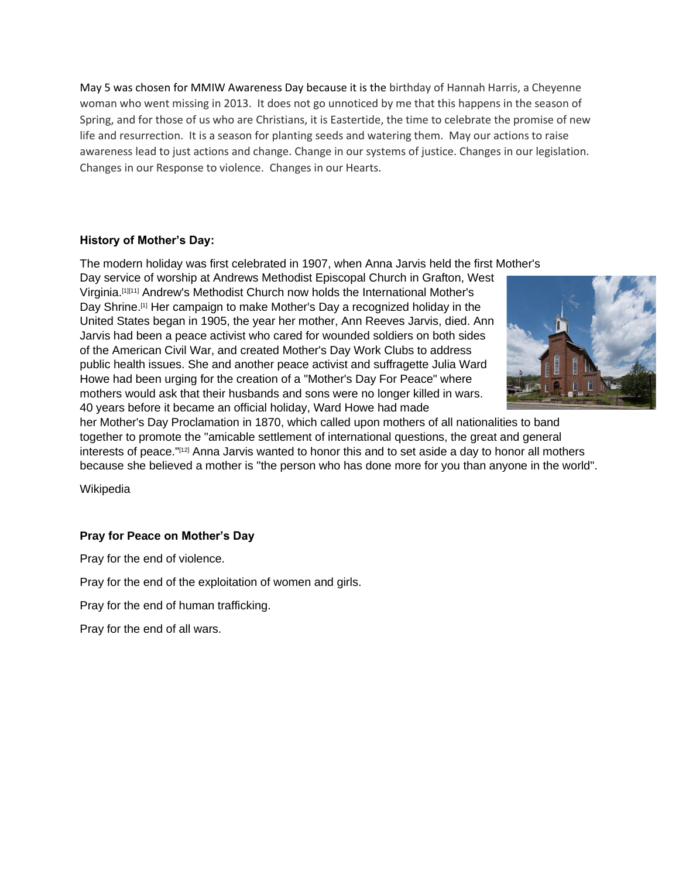May 5 was chosen for MMIW Awareness Day because it is the birthday of Hannah Harris, a Cheyenne woman who went missing in 2013. It does not go unnoticed by me that this happens in the season of Spring, and for those of us who are Christians, it is Eastertide, the time to celebrate the promise of new life and resurrection. It is a season for planting seeds and watering them. May our actions to raise awareness lead to just actions and change. Change in our systems of justice. Changes in our legislation. Changes in our Response to violence. Changes in our Hearts.

**History of Mother's Day:**

The modern holiday was first celebrated in 1907, when Anna Jarvis held the first Mother's Day service of worship at Andrews Methodist Episcopal Church in Grafton, West Virginia.[1][11] Andrew's Methodist Church now holds the International Mother's Day Shrine.[1] Her campaign to make Mother's Day a recognized holiday in the United States began in 1905, the year her mother, Ann Reeves Jarvis, died. Ann Jarvis had been a peace activist who cared for wounded soldiers on both sides of the American Civil War, and created Mother's Day Work Clubs to address public health issues. She and another peace activist and suffragette Julia Ward Howe had been urging for the creation of a "Mother's Day For Peace" where mothers would ask that their husbands and sons were no longer killed in wars. 40 years before it became an official holiday, Ward Howe had made her Mother's Day Proclamation in 1870, which called upon mothers of all nationalities to band together to promote the "amicable settlement of international questions, the great and general interests of peace."[12] Anna Jarvis wanted to honor this and to set aside a day to honor all mothers because she believed a mother is "the person who has done more for you than anyone in the world".

Wikipedia

**Pray for Peace on Mother's Day**

Pray for the end of violence.

Pray for the end of the exploitation of women and girls.

Pray for the end of human trafficking.

Pray for the end of all wars.